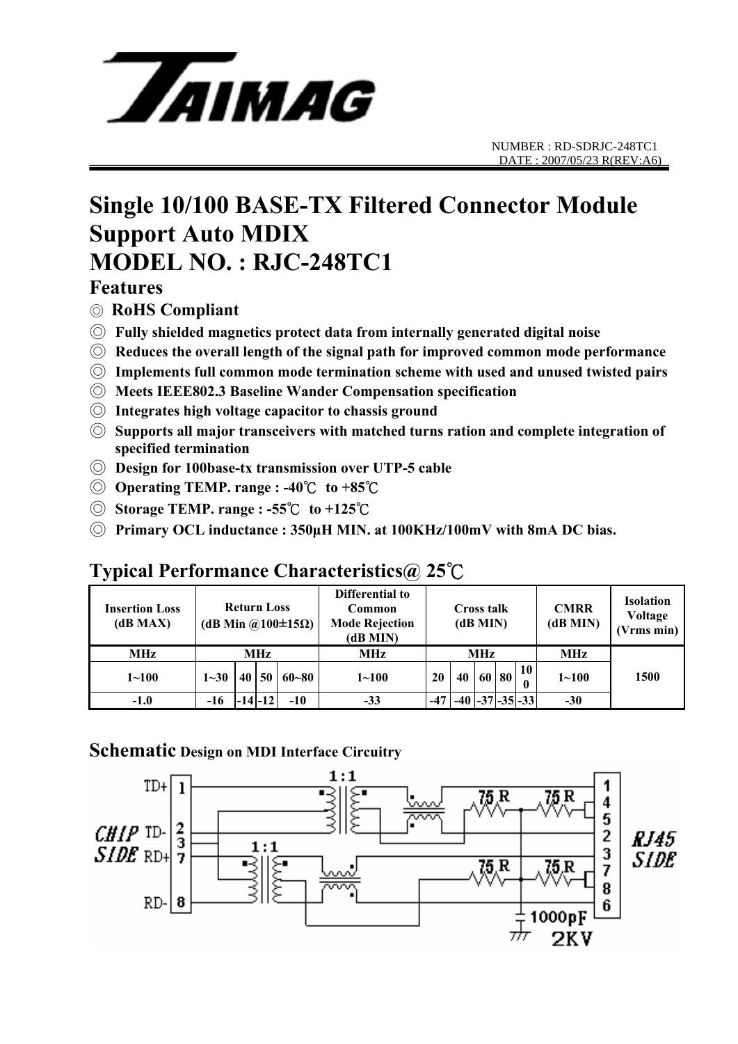TAIMAG

NUMBER : RD-SDRJC-248TC1
DATE : 2007/05/23 R(REV:A6)

# Single 10/100 BASE-TX Filtered Connector Module Support Auto MDIX MODEL NO. : RJC-248TC1

## Features

- ◎ **RoHS Compliant**
- ◎ **Fully shielded magnetics protect data from internally generated digital noise**
- ◎ **Reduces the overall length of the signal path for improved common mode performance**
- ◎ **Implements full common mode termination scheme with used and unused twisted pairs**
- ◎ **Meets IEEE802.3 Baseline Wander Compensation specification**
- ◎ **Integrates high voltage capacitor to chassis ground**
- ◎ **Supports all major transceivers with matched turns ration and complete integration of specified termination**
- ◎ **Design for 100base-tx transmission over UTP-5 cable**
- ◎ **Operating TEMP. range : -40℃ to +85℃**
- ◎ **Storage TEMP. range : -55℃ to +125℃**
- ◎ **Primary OCL inductance : 350μH MIN. at 100KHz/100mV with 8mA DC bias.**

## Typical Performance Characteristics@ 25℃

| Insertion Loss (dB MAX) | Return Loss (dB Min @100±15Ω) | | | | Differential to Common Mode Rejection (dB MIN) | Cross talk (dB MIN) | | | | | CMRR (dB MIN) | Isolation Voltage (Vrms min) |
|---|---|---|---|---|---|---|---|---|---|---|---|---|
| MHz | MHz | | | | MHz | MHz | | | | | MHz | 1500 |
| 1~100 | 1~30 | 40 | 50 | 60~80 | 1~100 | 20 | 40 | 60 | 80 | 100 | 1~100 | |
| -1.0 | -16 | -14 | -12 | -10 | -33 | -47 | -40 | -37 | -35 | -33 | -30 | |

## Schematic Design on MDI Interface Circuitry

CHIP SIDE: TD+ 1, TD- 2, 3, RD+ 7, RD- 8

1:1, 1:1, 75 R, 75 R, 75 R, 75 R, 1000pF 2KV

RJ45 SIDE: 1, 4, 5, 2, 3, 7, 8, 6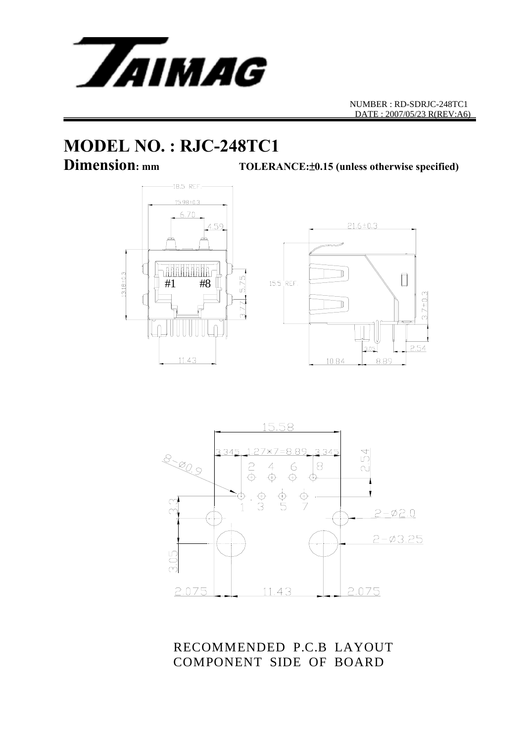NUMBER : RD-SDRJC-248TC1
DATE : 2007/05/23 R(REV:A6)

# MODEL NO. : RJC-248TC1

**Dimension: mm** **TOLERANCE:±0.15 (unless otherwise specified)**

18.5 REF.
15.98±0.3
6.70
4.59
13.18±0.3
#1 #8
5.75
3.77
11.43

21.6±0.3
15.5 REF
3.7±0.3
3.05
2.54
10.84
8.89

15.58
3.345 1.27×7=8.89 3.345
2.54
8-Ø0.9
2 4 6 8
1 3 5 7
3.3
2-Ø2.0
2-Ø3.25
3.05
2.075 11.43 2.075

RECOMMENDED P.C.B LAYOUT
COMPONENT SIDE OF BOARD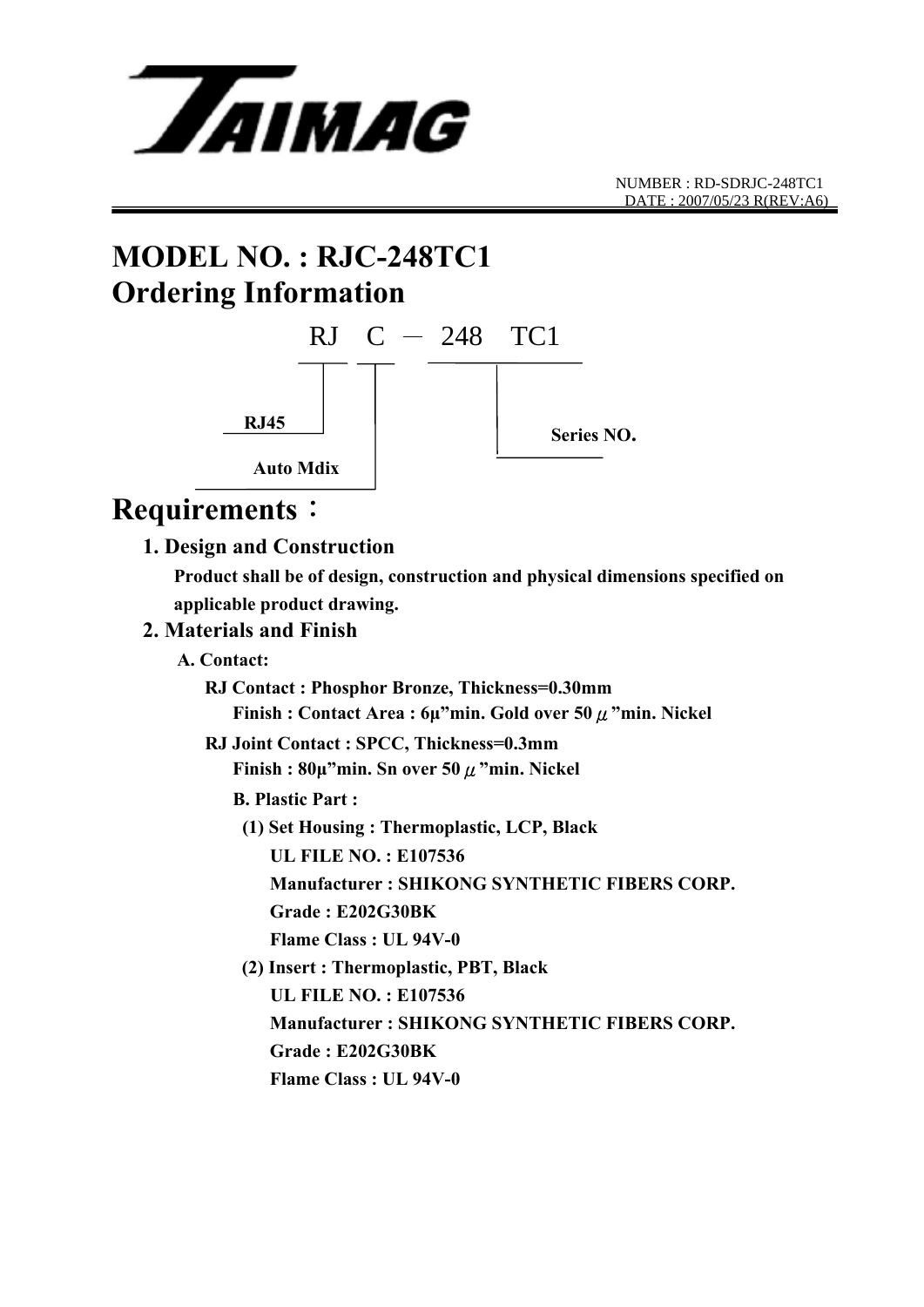TAIMAG

NUMBER : RD-SDRJC-248TC1
DATE : 2007/05/23 R(REV:A6)

# MODEL NO. : RJC-248TC1
# Ordering Information

RJ C － 248 TC1

- RJ45
- Auto Mdix
- Series NO.

# Requirements：

## 1. Design and Construction

**Product shall be of design, construction and physical dimensions specified on applicable product drawing.**

## 2. Materials and Finish

**A. Contact:**

**RJ Contact : Phosphor Bronze, Thickness=0.30mm**
**Finish : Contact Area : 6μ"min. Gold over 50 μ"min. Nickel**

**RJ Joint Contact : SPCC, Thickness=0.3mm**
**Finish : 80μ"min. Sn over 50 μ"min. Nickel**

**B. Plastic Part :**

**(1) Set Housing : Thermoplastic, LCP, Black**
**UL FILE NO. : E107536**
**Manufacturer : SHIKONG SYNTHETIC FIBERS CORP.**
**Grade : E202G30BK**
**Flame Class : UL 94V-0**

**(2) Insert : Thermoplastic, PBT, Black**
**UL FILE NO. : E107536**
**Manufacturer : SHIKONG SYNTHETIC FIBERS CORP.**
**Grade : E202G30BK**
**Flame Class : UL 94V-0**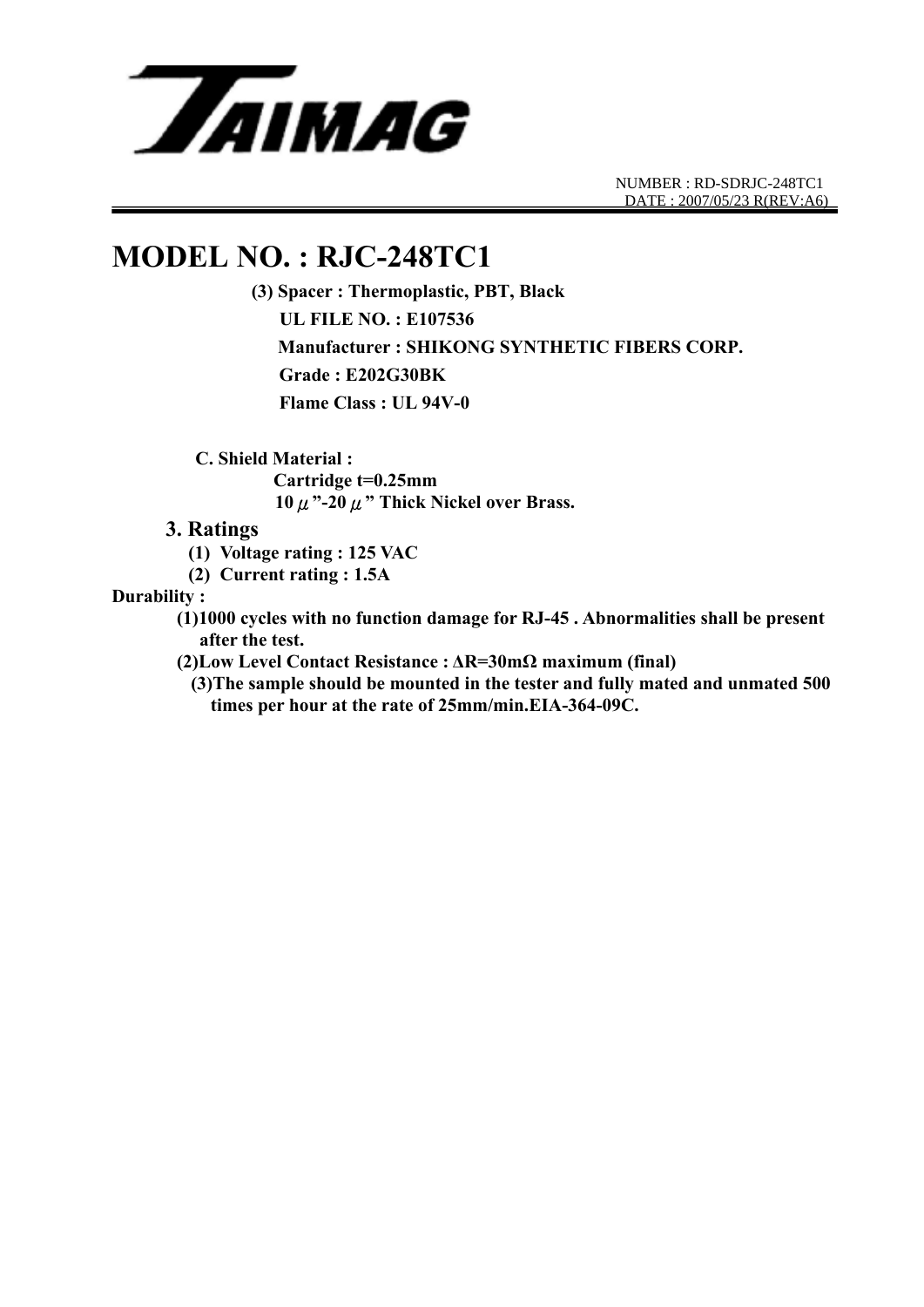# MODEL NO. : RJC-248TC1

**(3) Spacer : Thermoplastic, PBT, Black**

**UL FILE NO. : E107536**

**Manufacturer : SHIKONG SYNTHETIC FIBERS CORP.**

**Grade : E202G30BK**

**Flame Class : UL 94V-0**

**C. Shield Material :**

**Cartridge t=0.25mm**

**10 μ”-20 μ” Thick Nickel over Brass.**

## 3. Ratings

**(1) Voltage rating : 125 VAC**

**(2) Current rating : 1.5A**

**Durability :**

**(1)1000 cycles with no function damage for RJ-45 . Abnormalities shall be present after the test.**

**(2)Low Level Contact Resistance : ΔR=30mΩ maximum (final)**

**(3)The sample should be mounted in the tester and fully mated and unmated 500 times per hour at the rate of 25mm/min.EIA-364-09C.**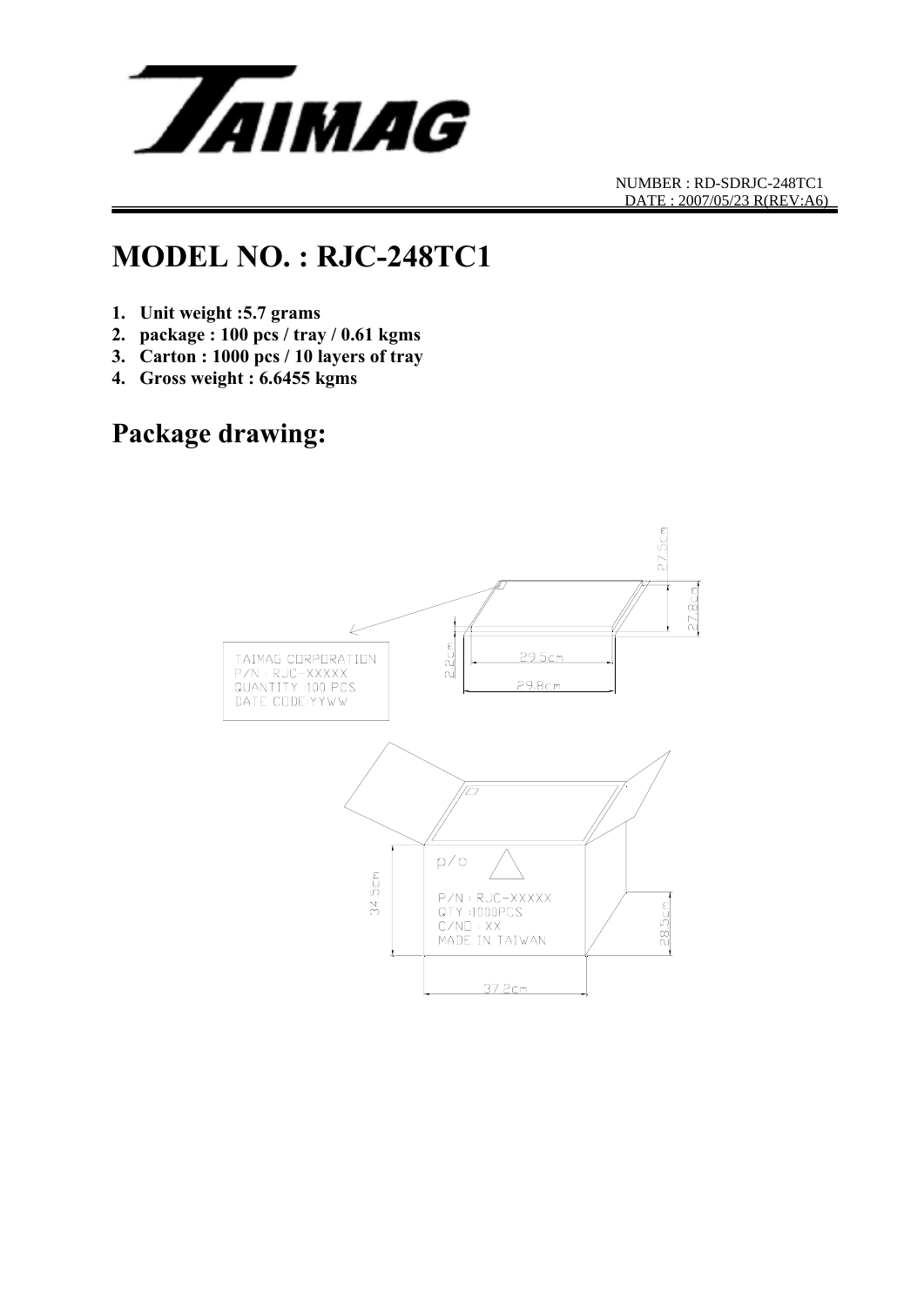NUMBER : RD-SDRJC-248TC1
DATE : 2007/05/23 R(REV:A6)

# MODEL NO. : RJC-248TC1

1. **Unit weight :5.7 grams**
2. **package : 100 pcs / tray / 0.61 kgms**
3. **Carton : 1000 pcs / 10 layers of tray**
4. **Gross weight : 6.6455 kgms**

## Package drawing:

27.5cm
27.8cm
2.2cm
29.5cm
29.8cm

TAIMAG CORPORATION
P/N : RJC-XXXXX
QUANTITY :100 PCS
DATE CODE:YYWW

p/o
P/N : RJC-XXXXX
QTY :1000PCS
C/NO : XX
MADE IN TAIWAN

34.5cm
28.5cm
37.2cm